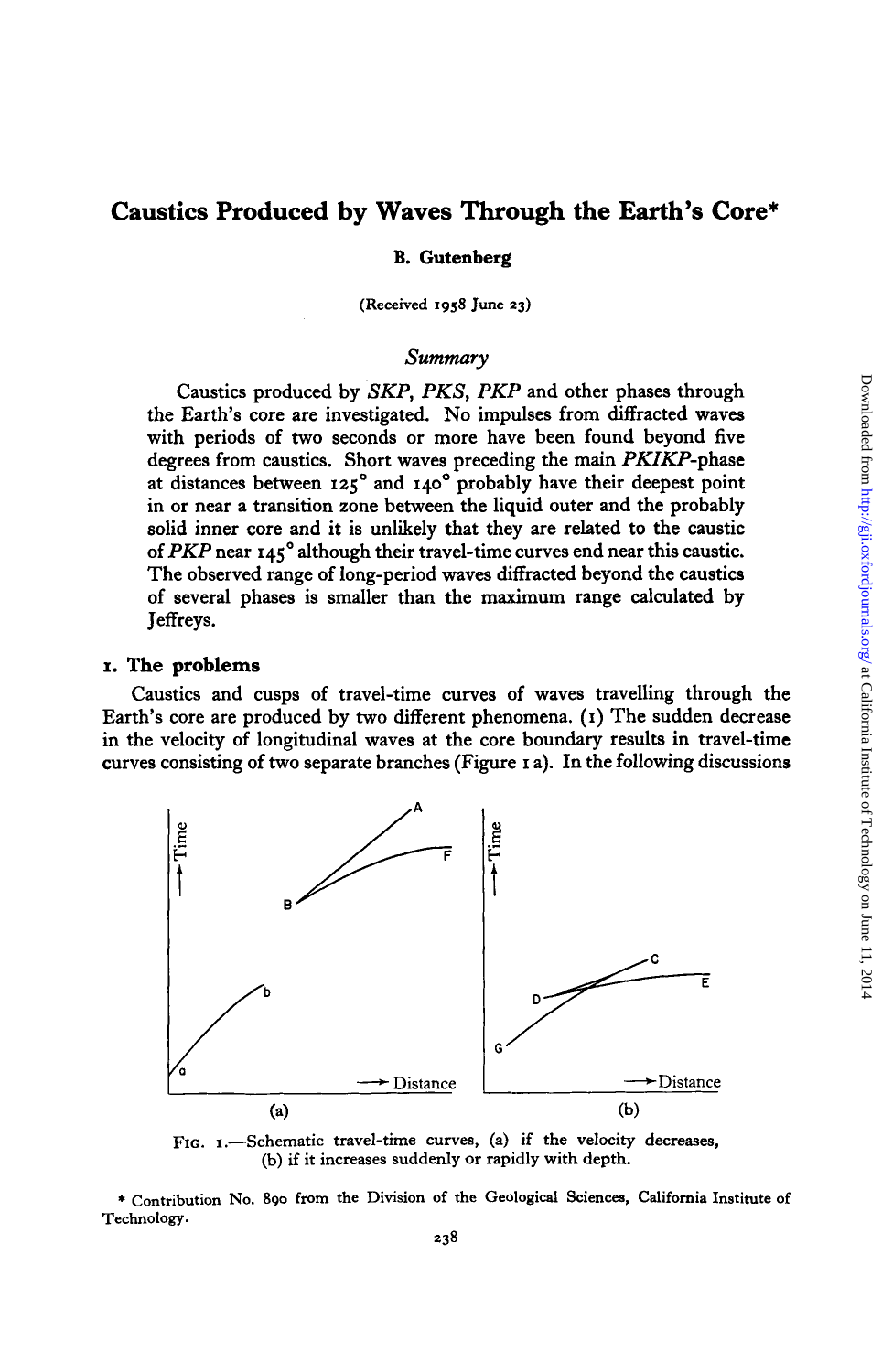# Caustics Produced by Waves Through the Earth's Core*

**B. Gutenberg**

(Received 1958 June 23)

## *Summary*

Caustics produced by *SKP*, *PKS*, *PKP* and other phases through the Earth's core are investigated. No impulses from diffracted waves with periods of two seconds or more have been found beyond five degrees from caustics. Short waves preceding the main *PKIKP*-phase at distances between 125° and 140° probably have their deepest point in or near a transition zone between the liquid outer and the probably solid inner core and it is unlikely that they are related to the caustic of *PKP* near 145° although their travel-time curves end near this caustic. The observed range of long-period waves diffracted beyond the caustics of several phases is smaller than the maximum range calculated by Jeffreys.

## 1. The problems

Caustics and cusps of travel-time curves of waves travelling through the Earth's core are produced by two different phenomena. (1) The sudden decrease in the velocity of longitudinal waves at the core boundary results in travel-time curves consisting of two separate branches (Figure 1 a). In the following discussions

FIG. 1.—Schematic travel-time curves, (a) if the velocity decreases, (b) if it increases suddenly or rapidly with depth.

\* Contribution No. 890 from the Division of the Geological Sciences, California Institute of Technology.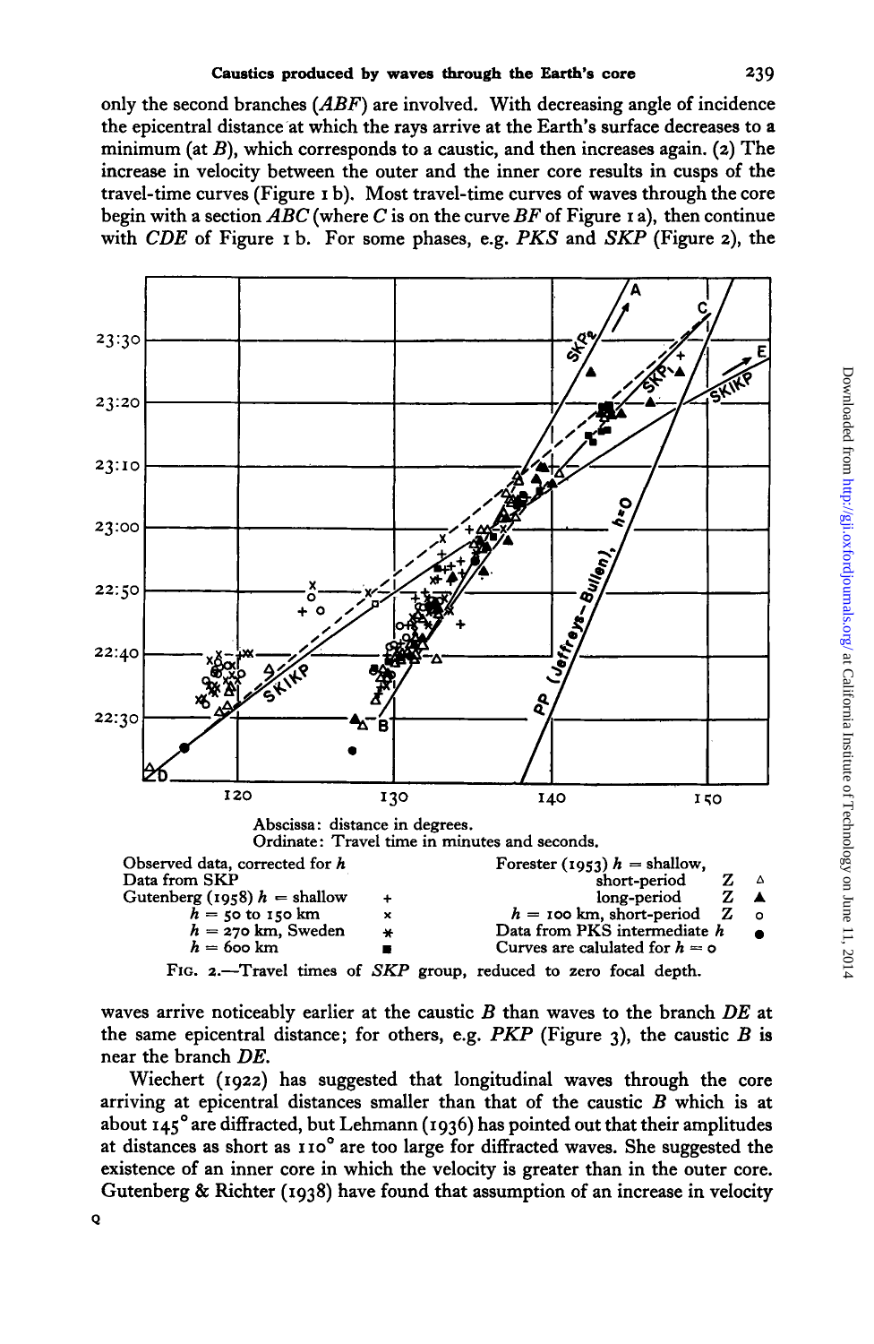only the second branches (*ABF*) are involved. With decreasing angle of incidence the epicentral distance at which the rays arrive at the Earth's surface decreases to a minimum (at *B*), which corresponds to a caustic, and then increases again. (2) The increase in velocity between the outer and the inner core results in cusps of the travel-time curves (Figure 1 b). Most travel-time curves of waves through the core begin with a section *ABC* (where *C* is on the curve *BF* of Figure 1 a), then continue with *CDE* of Figure 1 b. For some phases, e.g. *PKS* and *SKP* (Figure 2), the

Abscissa: distance in degrees.
Ordinate: Travel time in minutes and seconds.

| Observed data, corrected for $h$ | | Forester (1953) $h$ = shallow, | |
|---|---|---|---|
| Data from SKP | | short-period Z | △ |
| Gutenberg (1958) $h$ = shallow | + | long-period Z | ▲ |
| $h$ = 50 to 150 km | × | $h$ = 100 km, short-period Z | ○ |
| $h$ = 270 km, Sweden | ✱ | Data from PKS intermediate $h$ | ● |
| $h$ = 600 km | ■ | Curves are calulated for $h = 0$ | |

FIG. 2.—Travel times of *SKP* group, reduced to zero focal depth.

waves arrive noticeably earlier at the caustic *B* than waves to the branch *DE* at the same epicentral distance; for others, e.g. *PKP* (Figure 3), the caustic *B* is near the branch *DE*.

Wiechert (1922) has suggested that longitudinal waves through the core arriving at epicentral distances smaller than that of the caustic *B* which is at about 145° are diffracted, but Lehmann (1936) has pointed out that their amplitudes at distances as short as 110° are too large for diffracted waves. She suggested the existence of an inner core in which the velocity is greater than in the outer core. Gutenberg & Richter (1938) have found that assumption of an increase in velocity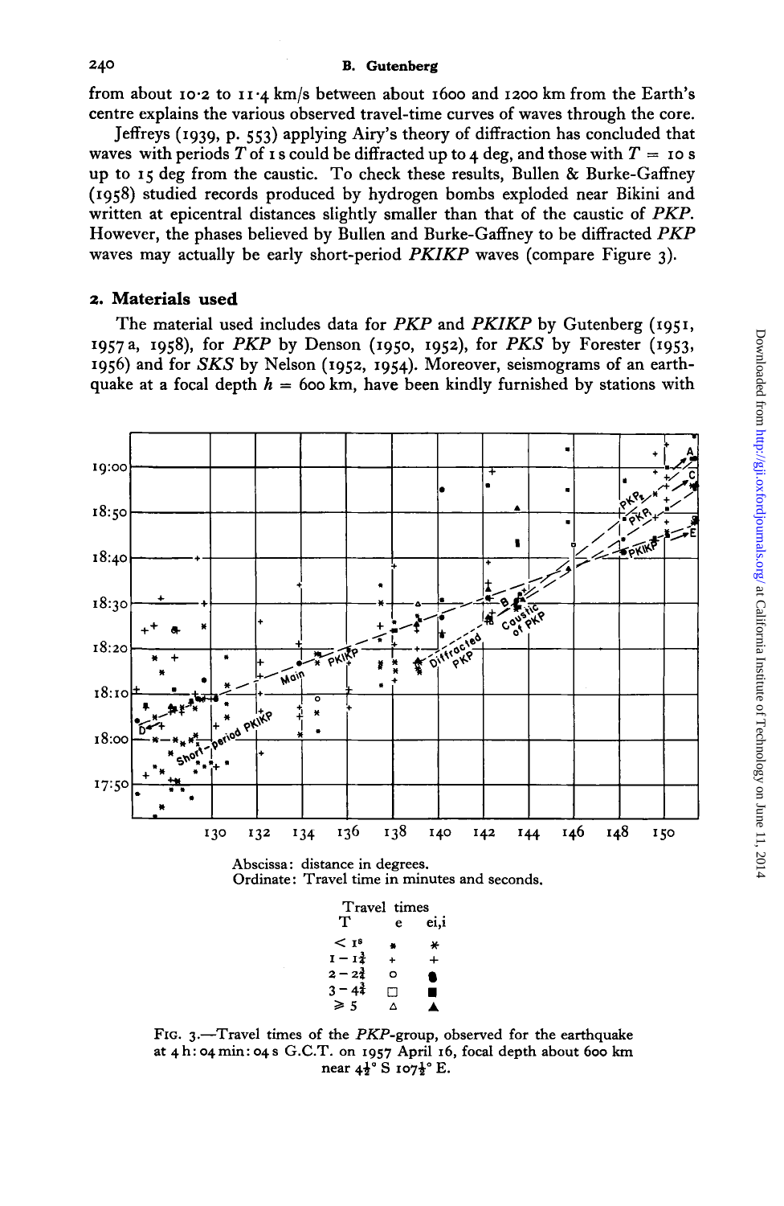from about 10·2 to 11·4 km/s between about 1600 and 1200 km from the Earth's centre explains the various observed travel-time curves of waves through the core.

Jeffreys (1939, p. 553) applying Airy's theory of diffraction has concluded that waves with periods $T$ of 1 s could be diffracted up to 4 deg, and those with $T$ = 10 s up to 15 deg from the caustic. To check these results, Bullen & Burke-Gaffney (1958) studied records produced by hydrogen bombs exploded near Bikini and written at epicentral distances slightly smaller than that of the caustic of *PKP*. However, the phases believed by Bullen and Burke-Gaffney to be diffracted *PKP* waves may actually be early short-period *PKIKP* waves (compare Figure 3).

## 2. Materials used

The material used includes data for *PKP* and *PKIKP* by Gutenberg (1951, 1957 a, 1958), for *PKP* by Denson (1950, 1952), for *PKS* by Forester (1953, 1956) and for *SKS* by Nelson (1952, 1954). Moreover, seismograms of an earthquake at a focal depth $h$ = 600 km, have been kindly furnished by stations with

Abscissa: distance in degrees.
Ordinate: Travel time in minutes and seconds.

| T | e | ei,i |
|---|---|---|
| < 1s | • | ✳ |
| 1 – 1¾ | + | + |
| 2 – 2¾ | ○ | ● |
| 3 – 4¾ | □ | ■ |
| ≥ 5 | △ | ▲ |

FIG. 3.—Travel times of the *PKP*-group, observed for the earthquake at 4 h: 04 min: 04 s G.C.T. on 1957 April 16, focal depth about 600 km near 4½° S 107½° E.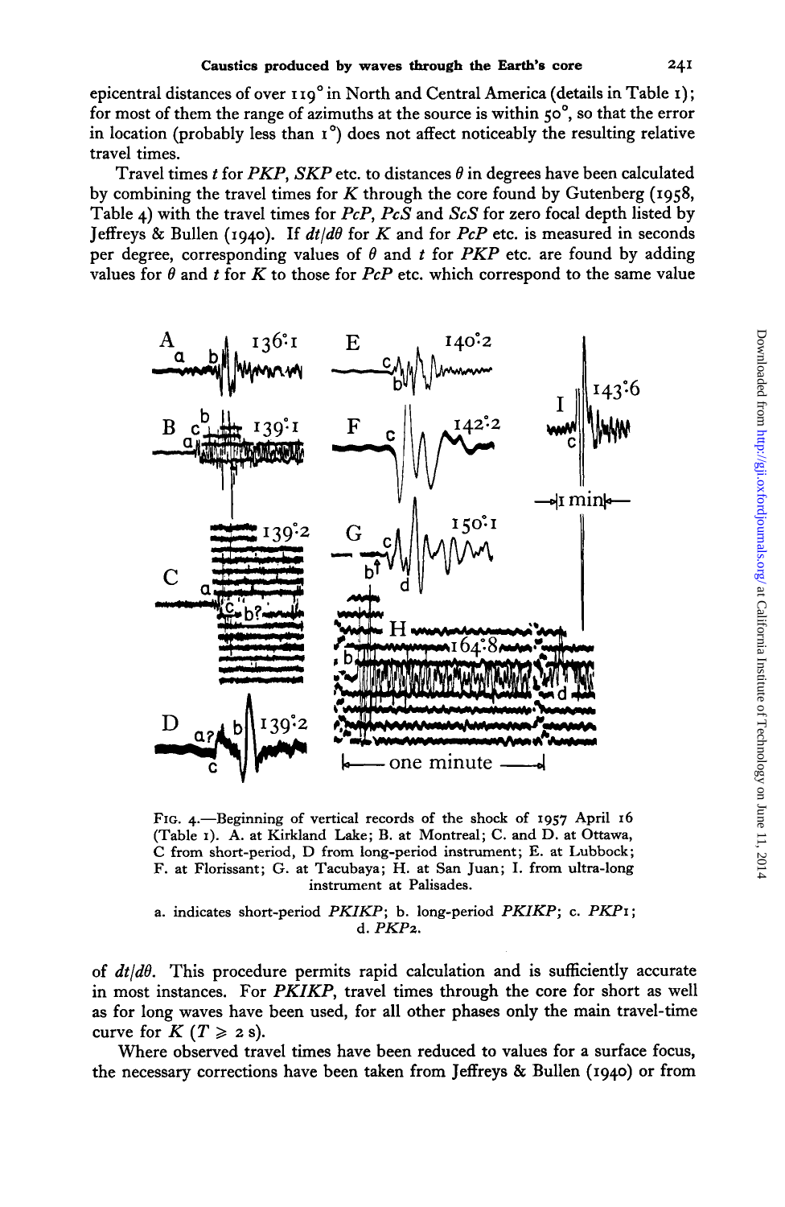epicentral distances of over 119° in North and Central America (details in Table 1); for most of them the range of azimuths at the source is within 50°, so that the error in location (probably less than 1°) does not affect noticeably the resulting relative travel times.

Travel times $t$ for *PKP*, *SKP* etc. to distances $\theta$ in degrees have been calculated by combining the travel times for *K* through the core found by Gutenberg (1958, Table 4) with the travel times for *PcP*, *PcS* and *ScS* for zero focal depth listed by Jeffreys & Bullen (1940). If $dt/d\theta$ for *K* and for *PcP* etc. is measured in seconds per degree, corresponding values of $\theta$ and $t$ for *PKP* etc. are found by adding values for $\theta$ and $t$ for *K* to those for *PcP* etc. which correspond to the same value of $dt/d\theta$. This procedure permits rapid calculation and is sufficiently accurate in most instances. For *PKIKP*, travel times through the core for short as well as for long waves have been used, for all other phases only the main travel-time curve for *K* ($T \geq 2$ s).

FIG. 4.—Beginning of vertical records of the shock of 1957 April 16 (Table 1). A. at Kirkland Lake; B. at Montreal; C. and D. at Ottawa, C from short-period, D from long-period instrument; E. at Lubbock; F. at Florissant; G. at Tacubaya; H. at San Juan; I. from ultra-long instrument at Palisades.

a. indicates short-period *PKIKP*; b. long-period *PKIKP*; c. *PKP1*; d. *PKP2*.

Where observed travel times have been reduced to values for a surface focus, the necessary corrections have been taken from Jeffreys & Bullen (1940) or from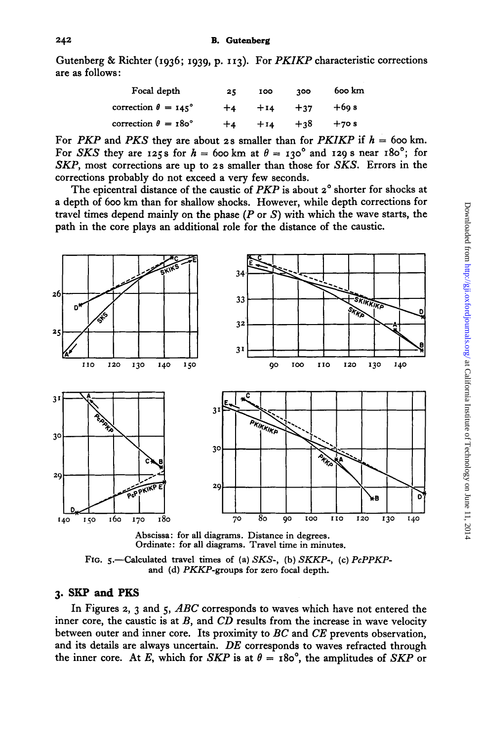Gutenberg & Richter (1936; 1939, p. 113). For *PKIKP* characteristic corrections are as follows:

| Focal depth | 25 | 100 | 300 | 600 km |
| --- | --- | --- | --- | --- |
| correction $\theta = 145°$ | +4 | +14 | +37 | +69 s |
| correction $\theta = 180°$ | +4 | +14 | +38 | +70 s |

For *PKP* and *PKS* they are about 2 s smaller than for *PKIKP* if $h = 600$ km. For *SKS* they are 125 s for $h = 600$ km at $\theta = 130°$ and 129 s near 180°; for *SKP*, most corrections are up to 2 s smaller than those for *SKS*. Errors in the corrections probably do not exceed a very few seconds.

The epicentral distance of the caustic of *PKP* is about 2° shorter for shocks at a depth of 600 km than for shallow shocks. However, while depth corrections for travel times depend mainly on the phase (*P* or *S*) with which the wave starts, the path in the core plays an additional role for the distance of the caustic.

Abscissa: for all diagrams. Distance in degrees.
Ordinate: for all diagrams. Travel time in minutes.

FIG. 5.—Calculated travel times of (a) *SKS*-, (b) *SKKP*-, (c) *PcPPKP*- and (d) *PKKP*-groups for zero focal depth.

## 3. SKP and PKS

In Figures 2, 3 and 5, *ABC* corresponds to waves which have not entered the inner core, the caustic is at *B*, and *CD* results from the increase in wave velocity between outer and inner core. Its proximity to *BC* and *CE* prevents observation, and its details are always uncertain. *DE* corresponds to waves refracted through the inner core. At *E*, which for *SKP* is at $\theta = 180°$, the amplitudes of *SKP* or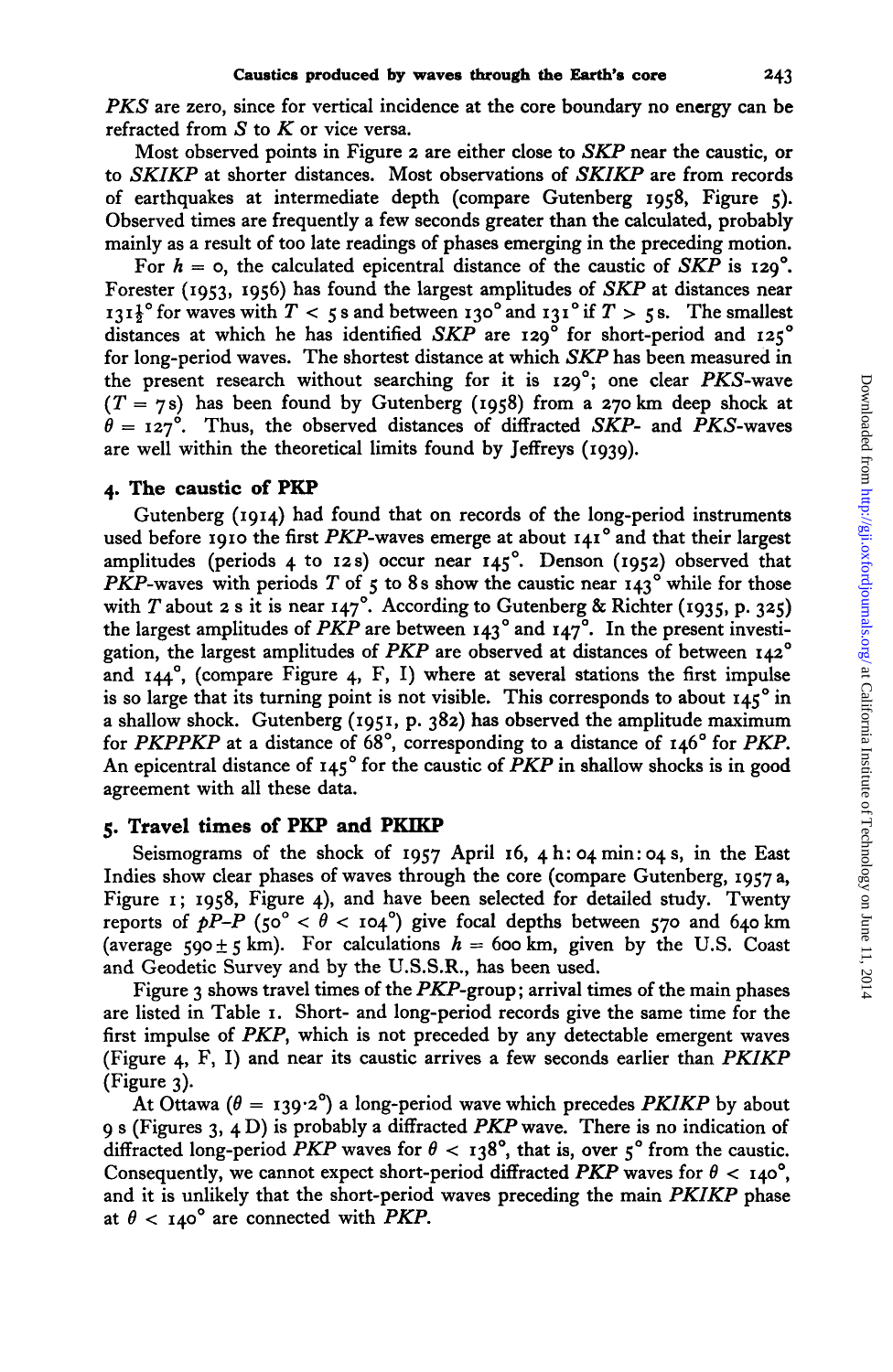*PKS* are zero, since for vertical incidence at the core boundary no energy can be refracted from *S* to *K* or vice versa.

Most observed points in Figure 2 are either close to *SKP* near the caustic, or to *SKIKP* at shorter distances. Most observations of *SKIKP* are from records of earthquakes at intermediate depth (compare Gutenberg 1958, Figure 5). Observed times are frequently a few seconds greater than the calculated, probably mainly as a result of too late readings of phases emerging in the preceding motion.

For $h = 0$, the calculated epicentral distance of the caustic of *SKP* is 129°. Forester (1953, 1956) has found the largest amplitudes of *SKP* at distances near $131\frac{1}{2}$° for waves with $T < 5$ s and between 130° and 131° if $T > 5$ s. The smallest distances at which he has identified *SKP* are 129° for short-period and 125° for long-period waves. The shortest distance at which *SKP* has been measured in the present research without searching for it is 129°; one clear *PKS*-wave ($T = 7$ s) has been found by Gutenberg (1958) from a 270 km deep shock at $\theta = 127°$. Thus, the observed distances of diffracted *SKP*- and *PKS*-waves are well within the theoretical limits found by Jeffreys (1939).

## 4. The caustic of PKP

Gutenberg (1914) had found that on records of the long-period instruments used before 1910 the first *PKP*-waves emerge at about 141° and that their largest amplitudes (periods 4 to 12 s) occur near 145°. Denson (1952) observed that *PKP*-waves with periods $T$ of 5 to 8 s show the caustic near 143° while for those with $T$ about 2 s it is near 147°. According to Gutenberg & Richter (1935, p. 325) the largest amplitudes of *PKP* are between 143° and 147°. In the present investigation, the largest amplitudes of *PKP* are observed at distances of between 142° and 144°, (compare Figure 4, F, I) where at several stations the first impulse is so large that its turning point is not visible. This corresponds to about 145° in a shallow shock. Gutenberg (1951, p. 382) has observed the amplitude maximum for *PKPPKP* at a distance of 68°, corresponding to a distance of 146° for *PKP*. An epicentral distance of 145° for the caustic of *PKP* in shallow shocks is in good agreement with all these data.

## 5. Travel times of PKP and PKIKP

Seismograms of the shock of 1957 April 16, 4 h: 04 min: 04 s, in the East Indies show clear phases of waves through the core (compare Gutenberg, 1957a, Figure 1; 1958, Figure 4), and have been selected for detailed study. Twenty reports of *pP–P* ($50° < \theta < 104°$) give focal depths between 570 and 640 km (average $590 \pm 5$ km). For calculations $h = 600$ km, given by the U.S. Coast and Geodetic Survey and by the U.S.S.R., has been used.

Figure 3 shows travel times of the *PKP*-group; arrival times of the main phases are listed in Table 1. Short- and long-period records give the same time for the first impulse of *PKP*, which is not preceded by any detectable emergent waves (Figure 4, F, I) and near its caustic arrives a few seconds earlier than *PKIKP* (Figure 3).

At Ottawa ($\theta = 139{\cdot}2°$) a long-period wave which precedes *PKIKP* by about 9 s (Figures 3, 4 D) is probably a diffracted *PKP* wave. There is no indication of diffracted long-period *PKP* waves for $\theta < 138°$, that is, over 5° from the caustic. Consequently, we cannot expect short-period diffracted *PKP* waves for $\theta < 140°$, and it is unlikely that the short-period waves preceding the main *PKIKP* phase at $\theta < 140°$ are connected with *PKP*.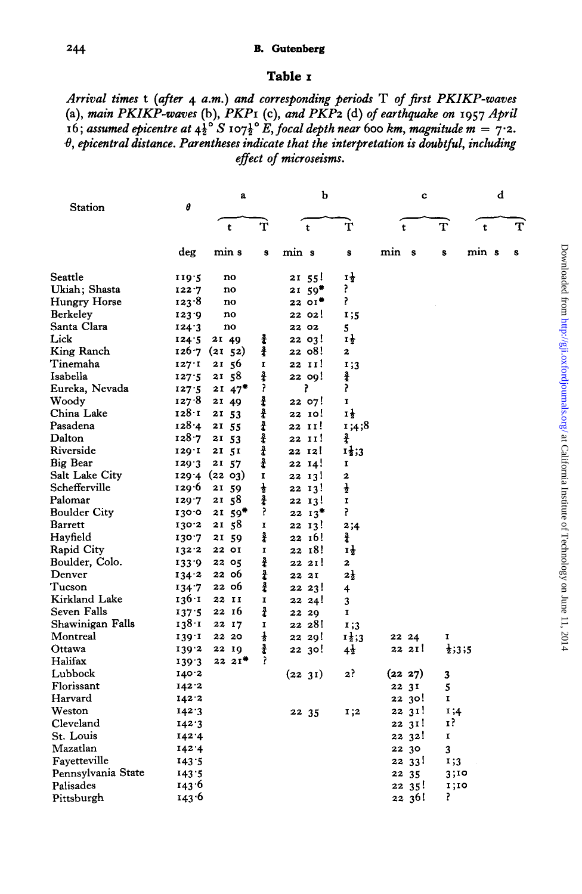## Table 1

*Arrival times* t (*after* 4 *a.m.*) *and corresponding periods* T *of first PKIKP-waves* (a), *main PKIKP-waves* (b), *PKP1* (c), *and PKP2* (d) *of earthquake on* 1957 *April* 16; *assumed epicentre at* $4\frac{1}{2}°$ *S* $107\frac{1}{2}°$ *E, focal depth near* 600 *km, magnitude m* = 7·2. *θ, epicentral distance. Parentheses indicate that the interpretation is doubtful, including effect of microseisms.*

| Station | θ | a | | b | | c | | d | |
|---|---|---|---|---|---|---|---|---|---|
| | | t | T | t | T | t | T | t | T |
| | deg | min s | s | min s | s | min s | s | min s | s |
| Seattle | 119·5 | no | | 21 55! | $1\frac{1}{2}$ | | | | |
| Ukiah; Shasta | 122·7 | no | | 21 59* | ? | | | | |
| Hungry Horse | 123·8 | no | | 22 01* | ? | | | | |
| Berkeley | 123·9 | no | | 22 02! | 1;5 | | | | |
| Santa Clara | 124·3 | no | | 22 02 | 5 | | | | |
| Lick | 124·5 | 21 49 | $\frac{3}{4}$ | 22 03! | $1\frac{1}{2}$ | | | | |
| King Ranch | 126·7 | (21 52) | $\frac{3}{4}$ | 22 08! | 2 | | | | |
| Tinemaha | 127·1 | 21 56 | 1 | 22 11! | 1;3 | | | | |
| Isabella | 127·5 | 21 58 | $\frac{3}{4}$ | 22 09! | $\frac{3}{4}$ | | | | |
| Eureka, Nevada | 127·5 | 21 47* | ? | ? | ? | | | | |
| Woody | 127·8 | 21 49 | $\frac{3}{4}$ | 22 07! | 1 | | | | |
| China Lake | 128·1 | 21 53 | $\frac{3}{4}$ | 22 10! | $1\frac{1}{2}$ | | | | |
| Pasadena | 128·4 | 21 55 | $\frac{3}{4}$ | 22 11! | 1;4;8 | | | | |
| Dalton | 128·7 | 21 53 | $\frac{3}{4}$ | 22 11! | $\frac{3}{4}$ | | | | |
| Riverside | 129·1 | 21 51 | $\frac{3}{4}$ | 22 12! | $1\frac{1}{2}$;3 | | | | |
| Big Bear | 129·3 | 21 57 | $\frac{3}{4}$ | 22 14! | 1 | | | | |
| Salt Lake City | 129·4 | (22 03) | 1 | 22 13! | 2 | | | | |
| Schefferville | 129·6 | 21 59 | $\frac{1}{2}$ | 22 13! | $\frac{1}{2}$ | | | | |
| Palomar | 129·7 | 21 58 | $\frac{3}{4}$ | 22 13! | 1 | | | | |
| Boulder City | 130·0 | 21 59* | ? | 22 13* | ? | | | | |
| Barrett | 130·2 | 21 58 | 1 | 22 13! | 2;4 | | | | |
| Hayfield | 130·7 | 21 59 | $\frac{3}{4}$ | 22 16! | $\frac{3}{4}$ | | | | |
| Rapid City | 132·2 | 22 01 | 1 | 22 18! | $1\frac{1}{2}$ | | | | |
| Boulder, Colo. | 133·9 | 22 05 | $\frac{3}{4}$ | 22 21! | 2 | | | | |
| Denver | 134·2 | 22 06 | $\frac{3}{4}$ | 22 21 | $2\frac{1}{2}$ | | | | |
| Tucson | 134·7 | 22 06 | $\frac{3}{4}$ | 22 23! | 4 | | | | |
| Kirkland Lake | 136·1 | 22 11 | 1 | 22 24! | 3 | | | | |
| Seven Falls | 137·5 | 22 16 | $\frac{3}{4}$ | 22 29 | 1 | | | | |
| Shawinigan Falls | 138·1 | 22 17 | 1 | 22 28! | 1;3 | | | | |
| Montreal | 139·1 | 22 20 | $\frac{1}{2}$ | 22 29! | $1\frac{1}{2}$;3 | 22 24 | 1 | | |
| Ottawa | 139·2 | 22 19 | $\frac{3}{4}$ | 22 30! | $4\frac{1}{2}$ | 22 21! | $\frac{1}{2}$;3;5 | | |
| Halifax | 139·3 | 22 21* | ? | | | | | | |
| Lubbock | 140·2 | | | (22 31) | 2? | (22 27) | 3 | | |
| Florissant | 142·2 | | | | | 22 31 | 5 | | |
| Harvard | 142·2 | | | | | 22 30! | 1 | | |
| Weston | 142·3 | | | 22 35 | 1;2 | 22 31! | 1;4 | | |
| Cleveland | 142·3 | | | | | 22 31! | 1? | | |
| St. Louis | 142·4 | | | | | 22 32! | 1 | | |
| Mazatlan | 142·4 | | | | | 22 30 | 3 | | |
| Fayetteville | 143·5 | | | | | 22 33! | 1;3 | | |
| Pennsylvania State | 143·5 | | | | | 22 35 | 3;10 | | |
| Palisades | 143·6 | | | | | 22 35! | 1;10 | | |
| Pittsburgh | 143·6 | | | | | 22 36! | ? | | |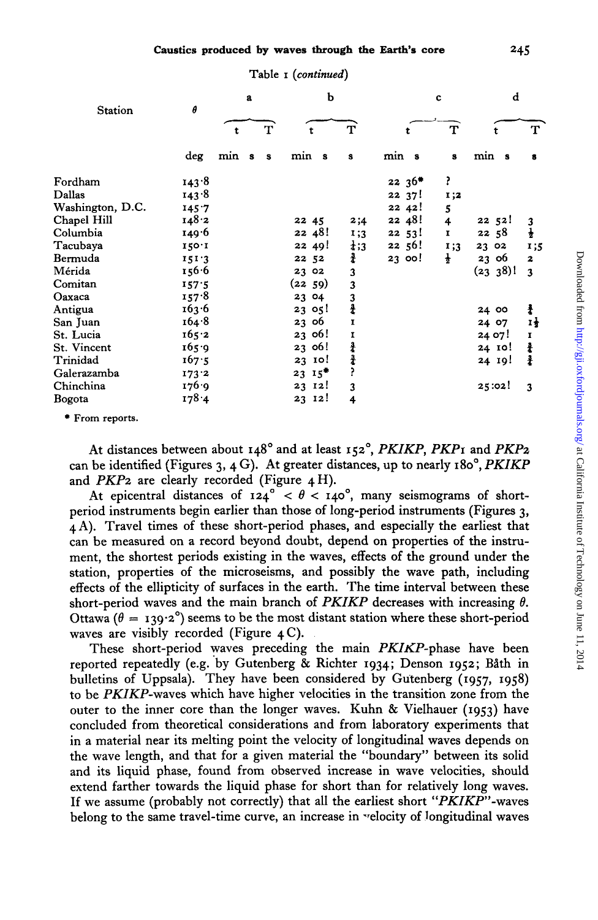Table 1 (*continued*)

| Station | $\theta$ | a | | b | | c | | d | |
|---|---|---|---|---|---|---|---|---|---|
| | | t | T | t | T | t | T | t | T |
| | deg | min s | s | min s | s | min s | s | min s | s |
| Fordham | 143·8 | | | | | 22 36* | ? | | |
| Dallas | 143·8 | | | | | 22 37! | 1;2 | | |
| Washington, D.C. | 145·7 | | | | | 22 42! | 5 | | |
| Chapel Hill | 148·2 | | | 22 45 | 2;4 | 22 48! | 4 | 22 52! | 3 |
| Columbia | 149·6 | | | 22 48! | 1;3 | 22 53! | 1 | 22 58 | ½ |
| Tacubaya | 150·1 | | | 22 49! | ½;3 | 22 56! | 1;3 | 23 02 | 1;5 |
| Bermuda | 151·3 | | | 22 52 | ¾ | 23 00! | ½ | 23 06 | 2 |
| Mérida | 156·6 | | | 23 02 | 3 | | | (23 38)! | 3 |
| Comitan | 157·5 | | | (22 59) | 3 | | | | |
| Oaxaca | 157·8 | | | 23 04 | 3 | | | | |
| Antigua | 163·6 | | | 23 05! | ¾ | | | 24 00 | ¾ |
| San Juan | 164·8 | | | 23 06 | 1 | | | 24 07 | 1½ |
| St. Lucia | 165·2 | | | 23 06! | 1 | | | 24 07! | 1 |
| St. Vincent | 165·9 | | | 23 06! | ¾ | | | 24 10! | ¾ |
| Trinidad | 167·5 | | | 23 10! | ¾ | | | 24 19! | ¾ |
| Galerazamba | 173·2 | | | 23 15* | ? | | | | |
| Chinchina | 176·9 | | | 23 12! | 3 | | | 25:02! | 3 |
| Bogota | 178·4 | | | 23 12! | 4 | | | | |

\* From reports.

At distances between about 148° and at least 152°, *PKIKP*, *PKP1* and *PKP2* can be identified (Figures 3, 4 G). At greater distances, up to nearly 180°, *PKIKP* and *PKP2* are clearly recorded (Figure 4 H).

At epicentral distances of 124° < $\theta$ < 140°, many seismograms of short-period instruments begin earlier than those of long-period instruments (Figures 3, 4 A). Travel times of these short-period phases, and especially the earliest that can be measured on a record beyond doubt, depend on properties of the instrument, the shortest periods existing in the waves, effects of the ground under the station, properties of the microseisms, and possibly the wave path, including effects of the ellipticity of surfaces in the earth. The time interval between these short-period waves and the main branch of *PKIKP* decreases with increasing $\theta$. Ottawa ($\theta$ = 139·2°) seems to be the most distant station where these short-period waves are visibly recorded (Figure 4 C).

These short-period waves preceding the main *PKIKP*-phase have been reported repeatedly (e.g. by Gutenberg & Richter 1934; Denson 1952; Båth in bulletins of Uppsala). They have been considered by Gutenberg (1957, 1958) to be *PKIKP*-waves which have higher velocities in the transition zone from the outer to the inner core than the longer waves. Kuhn & Vielhauer (1953) have concluded from theoretical considerations and from laboratory experiments that in a material near its melting point the velocity of longitudinal waves depends on the wave length, and that for a given material the "boundary" between its solid and its liquid phase, found from observed increase in wave velocities, should extend farther towards the liquid phase for short than for relatively long waves. If we assume (probably not correctly) that all the earliest short "*PKIKP*"-waves belong to the same travel-time curve, an increase in velocity of longitudinal waves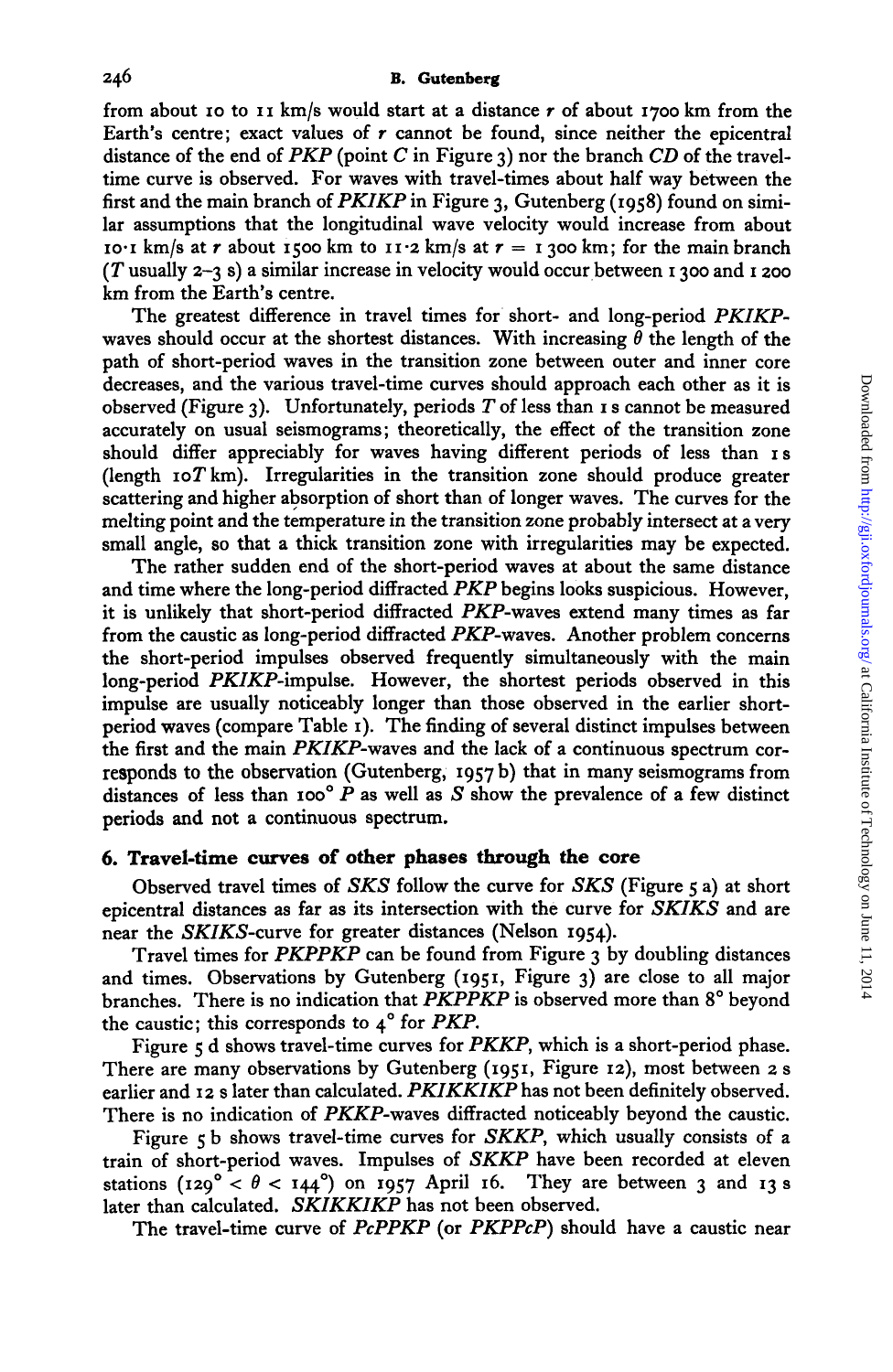from about 10 to 11 km/s would start at a distance $r$ of about 1700 km from the Earth's centre; exact values of $r$ cannot be found, since neither the epicentral distance of the end of *PKP* (point *C* in Figure 3) nor the branch *CD* of the travel-time curve is observed. For waves with travel-times about half way between the first and the main branch of *PKIKP* in Figure 3, Gutenberg (1958) found on similar assumptions that the longitudinal wave velocity would increase from about 10·1 km/s at $r$ about 1500 km to 11·2 km/s at $r$ = 1300 km; for the main branch ($T$ usually 2–3 s) a similar increase in velocity would occur between 1300 and 1200 km from the Earth's centre.

The greatest difference in travel times for short- and long-period *PKIKP*-waves should occur at the shortest distances. With increasing $\theta$ the length of the path of short-period waves in the transition zone between outer and inner core decreases, and the various travel-time curves should approach each other as it is observed (Figure 3). Unfortunately, periods $T$ of less than 1 s cannot be measured accurately on usual seismograms; theoretically, the effect of the transition zone should differ appreciably for waves having different periods of less than 1 s (length $10T$ km). Irregularities in the transition zone should produce greater scattering and higher absorption of short than of longer waves. The curves for the melting point and the temperature in the transition zone probably intersect at a very small angle, so that a thick transition zone with irregularities may be expected.

The rather sudden end of the short-period waves at about the same distance and time where the long-period diffracted *PKP* begins looks suspicious. However, it is unlikely that short-period diffracted *PKP*-waves extend many times as far from the caustic as long-period diffracted *PKP*-waves. Another problem concerns the short-period impulses observed frequently simultaneously with the main long-period *PKIKP*-impulse. However, the shortest periods observed in this impulse are usually noticeably longer than those observed in the earlier short-period waves (compare Table 1). The finding of several distinct impulses between the first and the main *PKIKP*-waves and the lack of a continuous spectrum corresponds to the observation (Gutenberg, 1957 b) that in many seismograms from distances of less than 100° *P* as well as *S* show the prevalence of a few distinct periods and not a continuous spectrum.

## 6. Travel-time curves of other phases through the core

Observed travel times of *SKS* follow the curve for *SKS* (Figure 5 a) at short epicentral distances as far as its intersection with the curve for *SKIKS* and are near the *SKIKS*-curve for greater distances (Nelson 1954).

Travel times for *PKPPKP* can be found from Figure 3 by doubling distances and times. Observations by Gutenberg (1951, Figure 3) are close to all major branches. There is no indication that *PKPPKP* is observed more than 8° beyond the caustic; this corresponds to 4° for *PKP*.

Figure 5 d shows travel-time curves for *PKKP*, which is a short-period phase. There are many observations by Gutenberg (1951, Figure 12), most between 2 s earlier and 12 s later than calculated. *PKIKKIKP* has not been definitely observed. There is no indication of *PKKP*-waves diffracted noticeably beyond the caustic.

Figure 5 b shows travel-time curves for *SKKP*, which usually consists of a train of short-period waves. Impulses of *SKKP* have been recorded at eleven stations ($129° < \theta < 144°$) on 1957 April 16. They are between 3 and 13 s later than calculated. *SKIKKIKP* has not been observed.

The travel-time curve of *PcPPKP* (or *PKPPcP*) should have a caustic near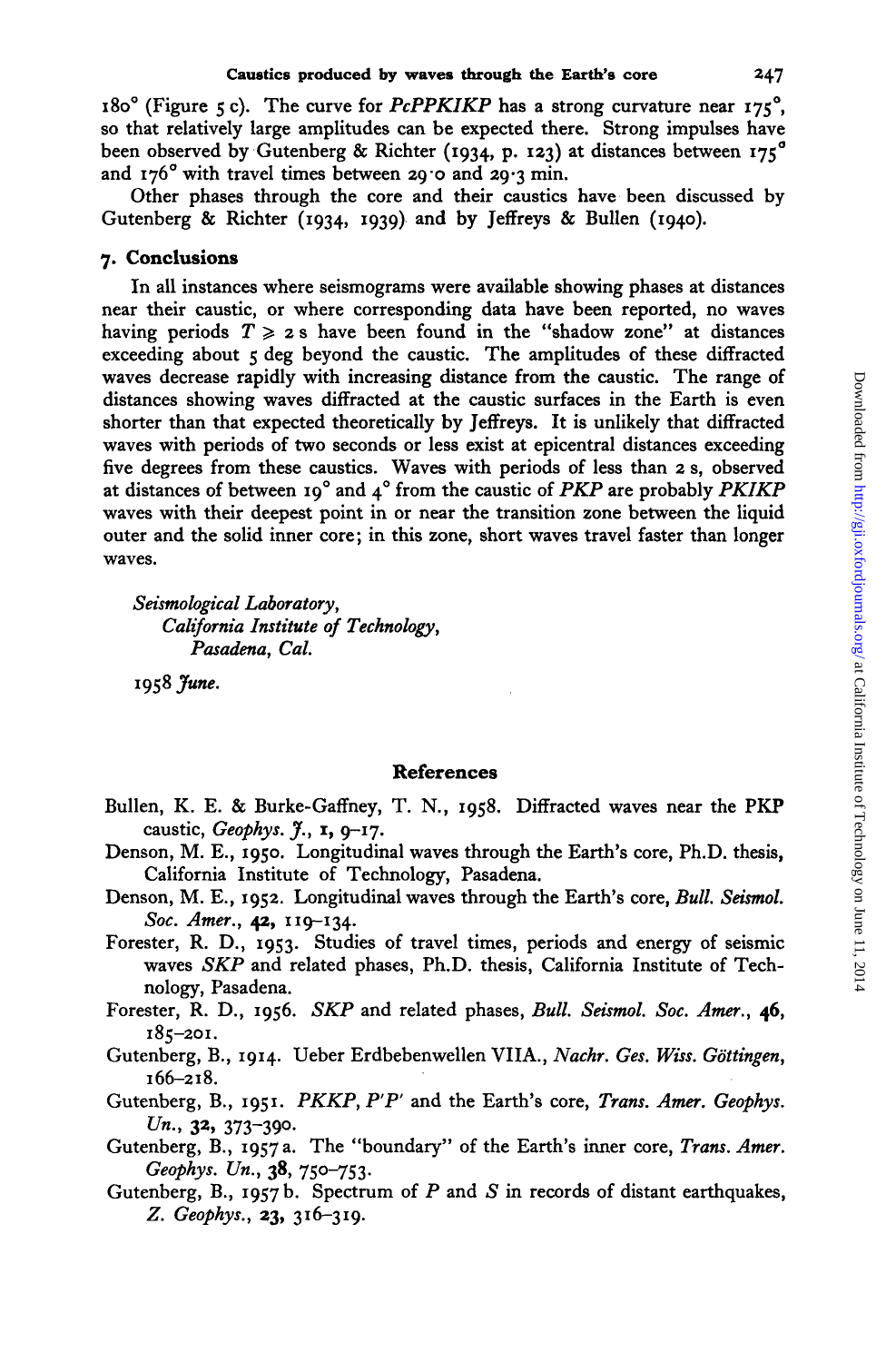180° (Figure 5 c). The curve for *PcPPKIKP* has a strong curvature near 175°, so that relatively large amplitudes can be expected there. Strong impulses have been observed by Gutenberg & Richter (1934, p. 123) at distances between 175° and 176° with travel times between 29·0 and 29·3 min.

Other phases through the core and their caustics have been discussed by Gutenberg & Richter (1934, 1939) and by Jeffreys & Bullen (1940).

## 7. Conclusions

In all instances where seismograms were available showing phases at distances near their caustic, or where corresponding data have been reported, no waves having periods $T \geqslant 2$ s have been found in the "shadow zone" at distances exceeding about 5 deg beyond the caustic. The amplitudes of these diffracted waves decrease rapidly with increasing distance from the caustic. The range of distances showing waves diffracted at the caustic surfaces in the Earth is even shorter than that expected theoretically by Jeffreys. It is unlikely that diffracted waves with periods of two seconds or less exist at epicentral distances exceeding five degrees from these caustics. Waves with periods of less than 2 s, observed at distances of between 19° and 4° from the caustic of *PKP* are probably *PKIKP* waves with their deepest point in or near the transition zone between the liquid outer and the solid inner core; in this zone, short waves travel faster than longer waves.

*Seismological Laboratory,*
*California Institute of Technology,*
*Pasadena, Cal.*

1958 *June.*

## References

Bullen, K. E. & Burke-Gaffney, T. N., 1958. Diffracted waves near the PKP caustic, *Geophys. J.*, **1**, 9–17.

Denson, M. E., 1950. Longitudinal waves through the Earth's core, Ph.D. thesis, California Institute of Technology, Pasadena.

Denson, M. E., 1952. Longitudinal waves through the Earth's core, *Bull. Seismol. Soc. Amer.*, **42**, 119–134.

Forester, R. D., 1953. Studies of travel times, periods and energy of seismic waves *SKP* and related phases, Ph.D. thesis, California Institute of Technology, Pasadena.

Forester, R. D., 1956. *SKP* and related phases, *Bull. Seismol. Soc. Amer.*, **46**, 185–201.

Gutenberg, B., 1914. Ueber Erdbebenwellen VIIA., *Nachr. Ges. Wiss. Göttingen*, 166–218.

Gutenberg, B., 1951. *PKKP*, *P'P'* and the Earth's core, *Trans. Amer. Geophys. Un.*, **32**, 373–390.

Gutenberg, B., 1957 a. The "boundary" of the Earth's inner core, *Trans. Amer. Geophys. Un.*, **38**, 750–753.

Gutenberg, B., 1957 b. Spectrum of *P* and *S* in records of distant earthquakes, *Z. Geophys.*, **23**, 316–319.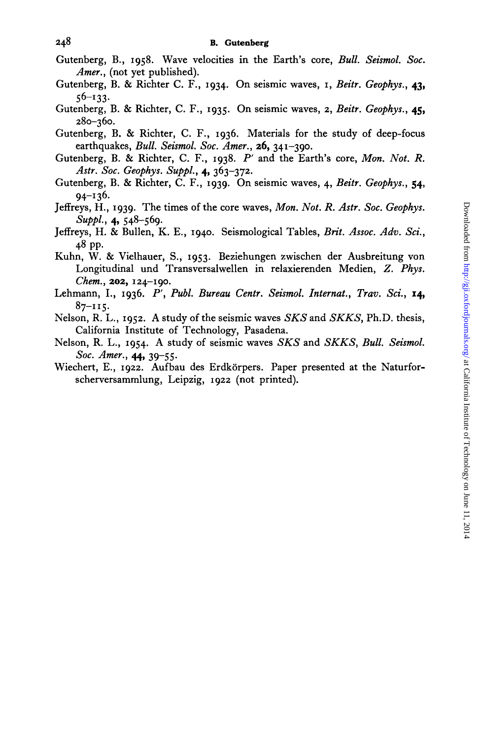Gutenberg, B., 1958. Wave velocities in the Earth's core, *Bull. Seismol. Soc. Amer.*, (not yet published).

Gutenberg, B. & Richter C. F., 1934. On seismic waves, 1, *Beitr. Geophys.*, **43**, 56–133.

Gutenberg, B. & Richter, C. F., 1935. On seismic waves, 2, *Beitr. Geophys.*, **45**, 280–360.

Gutenberg, B. & Richter, C. F., 1936. Materials for the study of deep-focus earthquakes, *Bull. Seismol. Soc. Amer.*, **26**, 341–390.

Gutenberg, B. & Richter, C. F., 1938. *P'* and the Earth's core, *Mon. Not. R. Astr. Soc. Geophys. Suppl.*, **4**, 363–372.

Gutenberg, B. & Richter, C. F., 1939. On seismic waves, 4, *Beitr. Geophys.*, **54**, 94–136.

Jeffreys, H., 1939. The times of the core waves, *Mon. Not. R. Astr. Soc. Geophys. Suppl.*, **4**, 548–569.

Jeffreys, H. & Bullen, K. E., 1940. Seismological Tables, *Brit. Assoc. Adv. Sci.*, 48 pp.

Kuhn, W. & Vielhauer, S., 1953. Beziehungen zwischen der Ausbreitung von Longitudinal und Transversalwellen in relaxierenden Medien, *Z. Phys. Chem.*, **202**, 124–190.

Lehmann, I., 1936. *P'*, *Publ. Bureau Centr. Seismol. Internat.*, *Trav. Sci.*, **14**, 87–115.

Nelson, R. L., 1952. A study of the seismic waves *SKS* and *SKKS*, Ph.D. thesis, California Institute of Technology, Pasadena.

Nelson, R. L., 1954. A study of seismic waves *SKS* and *SKKS*, *Bull. Seismol. Soc. Amer.*, **44**, 39–55.

Wiechert, E., 1922. Aufbau des Erdkörpers. Paper presented at the Naturforscherversammlung, Leipzig, 1922 (not printed).